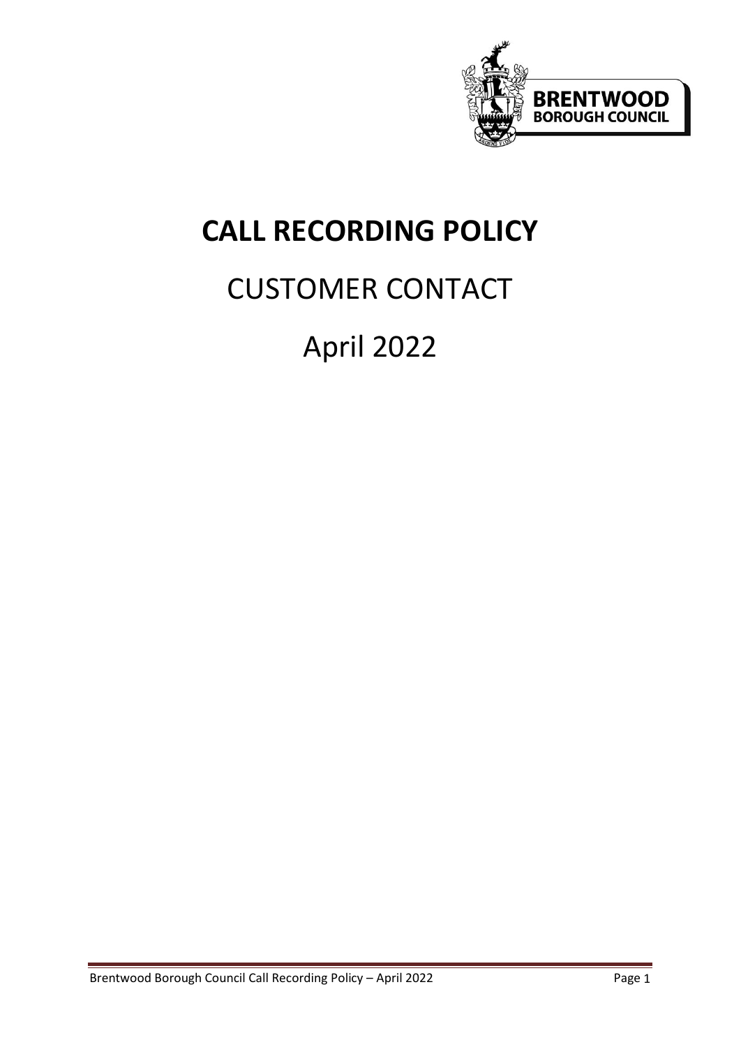BRENTWOOD BOROUGH COUNCIL

# CALL RECORDING POLICY

## CUSTOMER CONTACT

## April 2022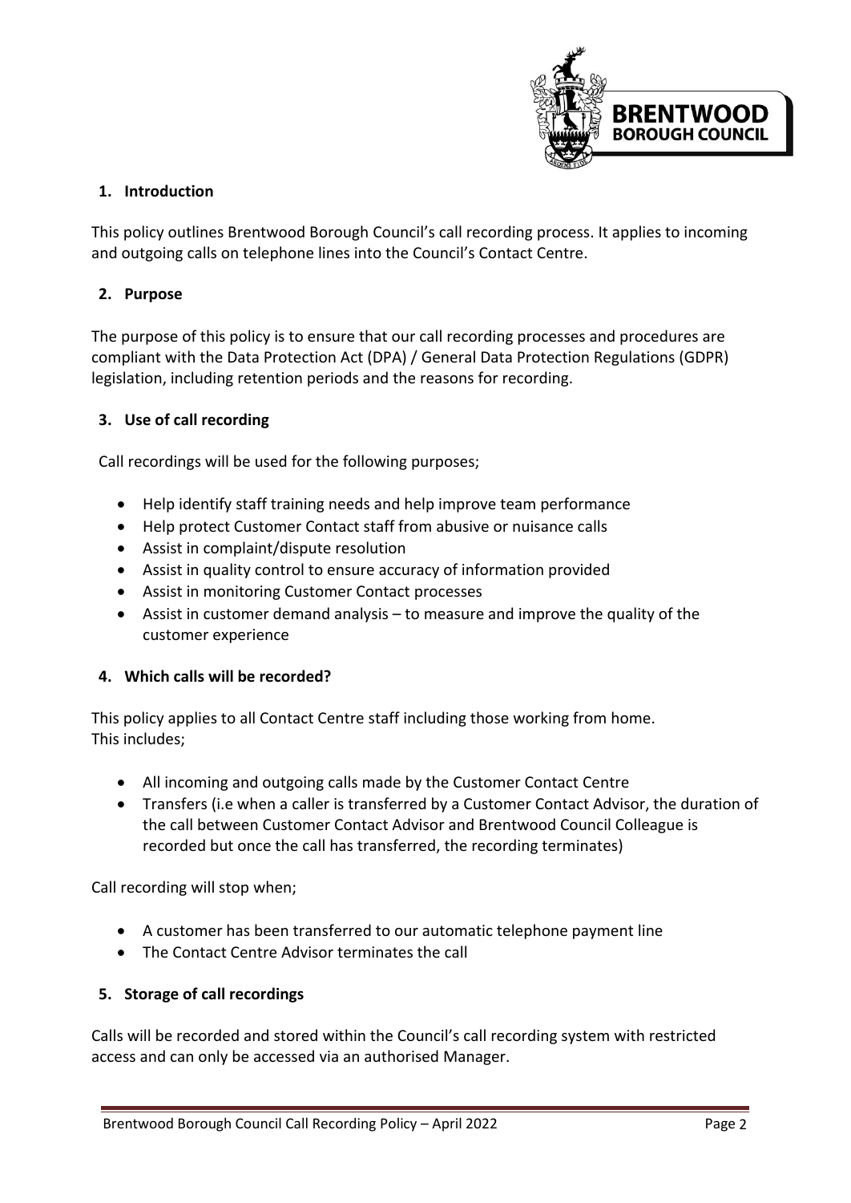## 1. Introduction

This policy outlines Brentwood Borough Council's call recording process. It applies to incoming and outgoing calls on telephone lines into the Council's Contact Centre.

## 2. Purpose

The purpose of this policy is to ensure that our call recording processes and procedures are compliant with the Data Protection Act (DPA) / General Data Protection Regulations (GDPR) legislation, including retention periods and the reasons for recording.

## 3. Use of call recording

Call recordings will be used for the following purposes;

- Help identify staff training needs and help improve team performance
- Help protect Customer Contact staff from abusive or nuisance calls
- Assist in complaint/dispute resolution
- Assist in quality control to ensure accuracy of information provided
- Assist in monitoring Customer Contact processes
- Assist in customer demand analysis – to measure and improve the quality of the customer experience

## 4. Which calls will be recorded?

This policy applies to all Contact Centre staff including those working from home.
This includes;

- All incoming and outgoing calls made by the Customer Contact Centre
- Transfers (i.e when a caller is transferred by a Customer Contact Advisor, the duration of the call between Customer Contact Advisor and Brentwood Council Colleague is recorded but once the call has transferred, the recording terminates)

Call recording will stop when;

- A customer has been transferred to our automatic telephone payment line
- The Contact Centre Advisor terminates the call

## 5. Storage of call recordings

Calls will be recorded and stored within the Council's call recording system with restricted access and can only be accessed via an authorised Manager.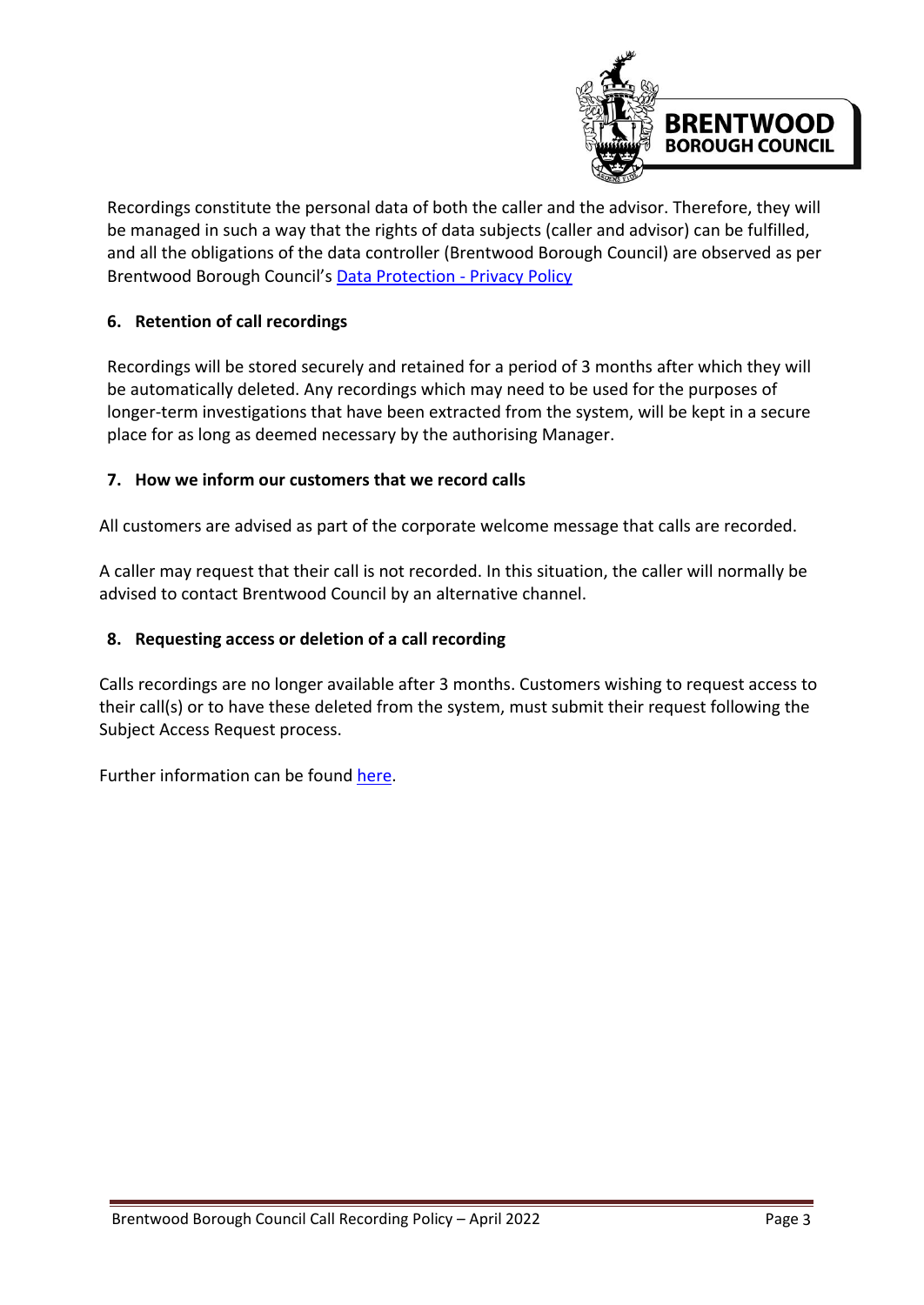Recordings constitute the personal data of both the caller and the advisor. Therefore, they will be managed in such a way that the rights of data subjects (caller and advisor) can be fulfilled, and all the obligations of the data controller (Brentwood Borough Council) are observed as per Brentwood Borough Council's [Data Protection - Privacy Policy]

## 6. Retention of call recordings

Recordings will be stored securely and retained for a period of 3 months after which they will be automatically deleted. Any recordings which may need to be used for the purposes of longer-term investigations that have been extracted from the system, will be kept in a secure place for as long as deemed necessary by the authorising Manager.

## 7. How we inform our customers that we record calls

All customers are advised as part of the corporate welcome message that calls are recorded.

A caller may request that their call is not recorded. In this situation, the caller will normally be advised to contact Brentwood Council by an alternative channel.

## 8. Requesting access or deletion of a call recording

Calls recordings are no longer available after 3 months. Customers wishing to request access to their call(s) or to have these deleted from the system, must submit their request following the Subject Access Request process.

Further information can be found here.